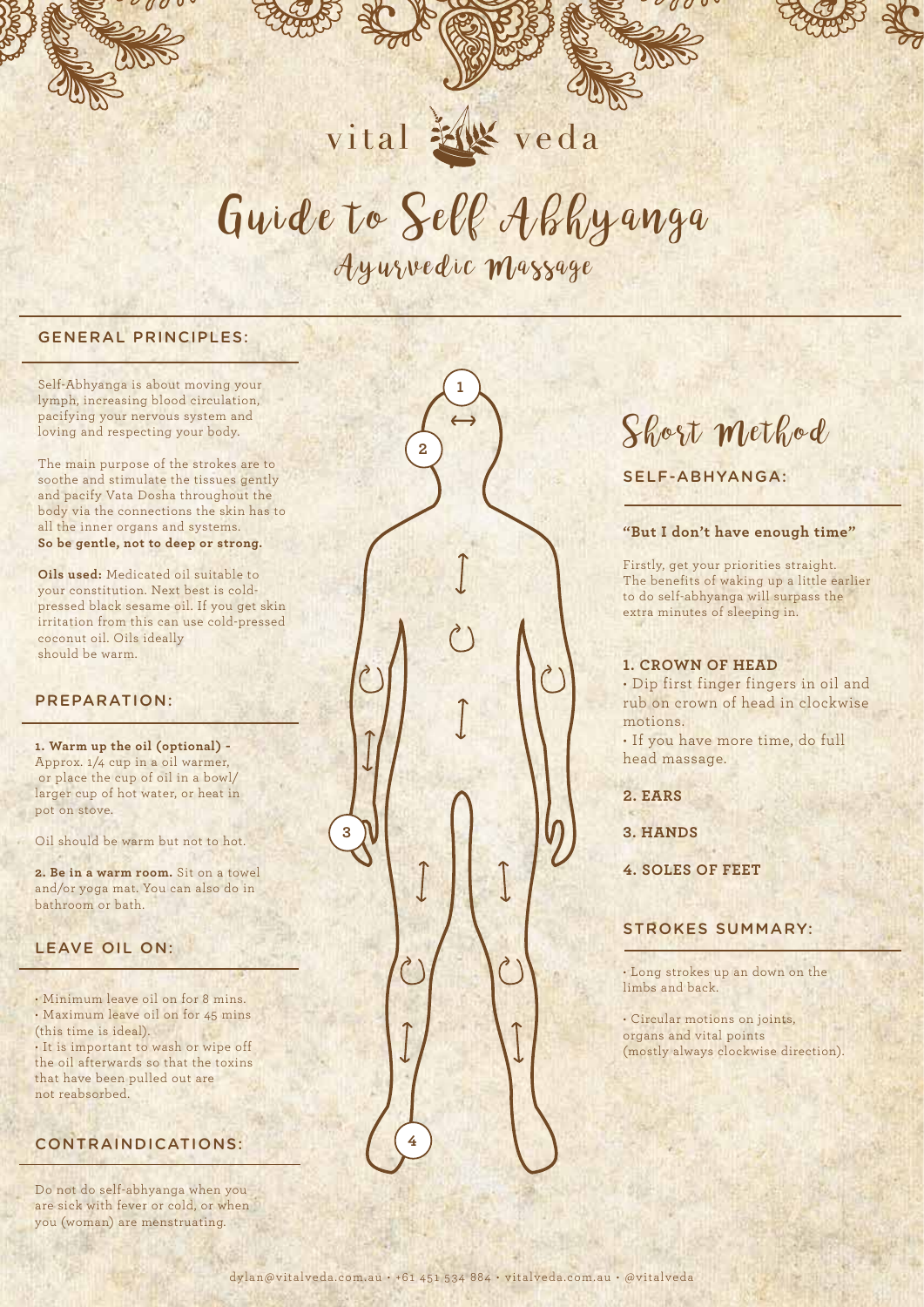vital veda

# Guide to Self Abhyanga

## Ayurvedic Massage

### GENERAL PRINCIPLES:

Self-Abhyanga is about moving your lymph, increasing blood circulation, pacifying your nervous system and loving and respecting your body.

The main purpose of the strokes are to soothe and stimulate the tissues gently and pacify Vata Dosha throughout the body via the connections the skin has to all the inner organs and systems. **So be gentle, not to deep or strong.**

**Oils used:** Medicated oil suitable to your constitution. Next best is cold-pressed black sesame oil. If you get skin irritation from this can use cold-pressed coconut oil. Oils ideally should be warm.

### PREPARATION:

**1. Warm up the oil (optional) -** Approx. 1/4 cup in a oil warmer, or place the cup of oil in a bowl/ larger cup of hot water, or heat in pot on stove.

Oil should be warm but not to hot.

**2. Be in a warm room.** Sit on a towel and/or yoga mat. You can also do in bathroom or bath.

### LEAVE OIL ON:

- Minimum leave oil on for 8 mins.
- Maximum leave oil on for 45 mins (this time is ideal).
- It is important to wash or wipe off the oil afterwards so that the toxins that have been pulled out are not reabsorbed.

### CONTRAINDICATIONS:

Do not do self-abhyanga when you are sick with fever or cold, or when you (woman) are menstruating.

## Short Method

### SELF-ABHYANGA:

**"But I don't have enough time"**

Firstly, get your priorities straight. The benefits of waking up a little earlier to do self-abhyanga will surpass the extra minutes of sleeping in.

**1. CROWN OF HEAD**

- Dip first finger fingers in oil and rub on crown of head in clockwise motions.
- If you have more time, do full head massage.

**2. EARS**

**3. HANDS**

**4. SOLES OF FEET**

### STROKES SUMMARY:

- Long strokes up an down on the limbs and back.
- Circular motions on joints, organs and vital points (mostly always clockwise direction).

dylan@vitalveda.com.au • +61 451 534 884 • vitalveda.com.au • @vitalveda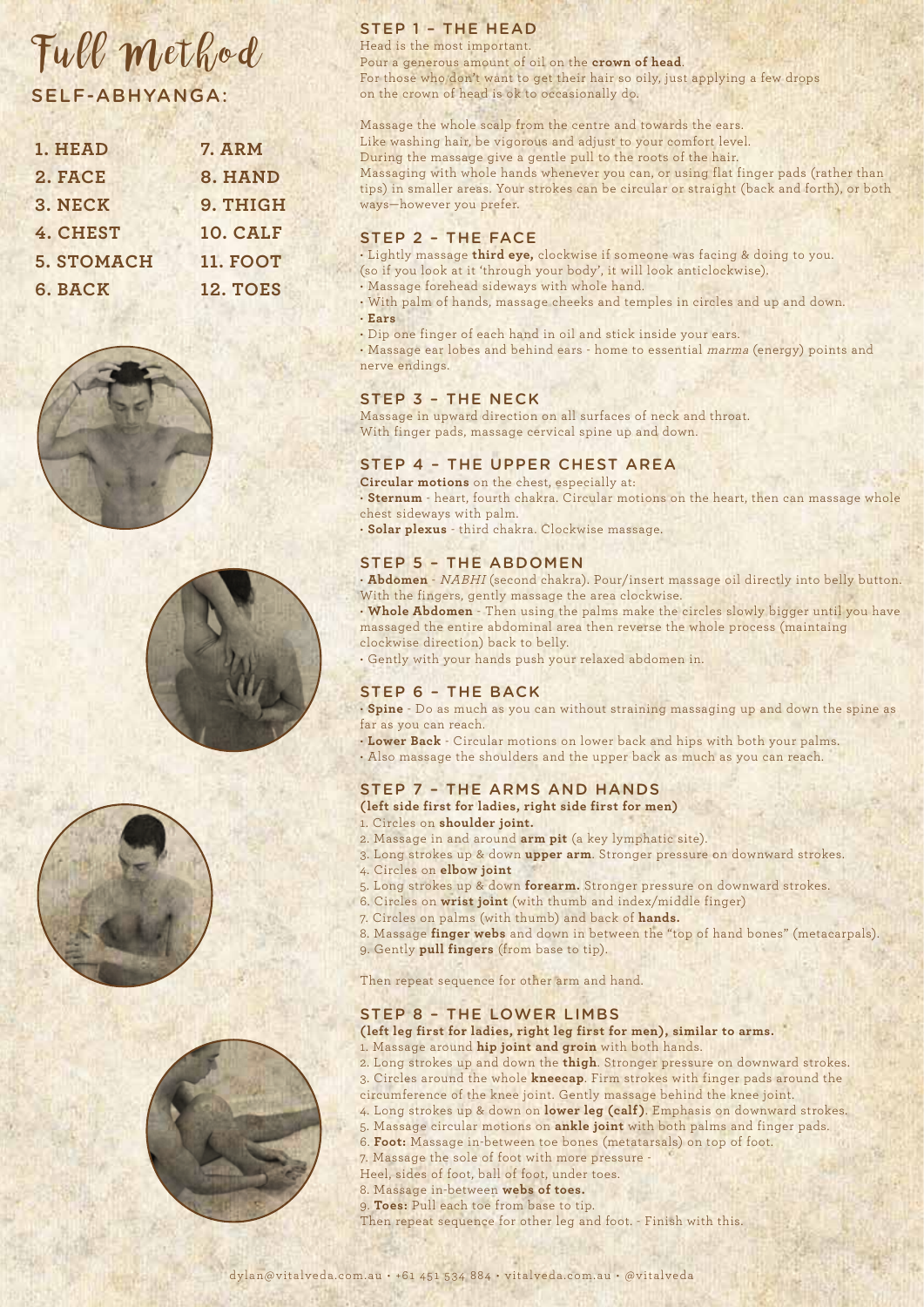# Full Method

## SELF-ABHYANGA:

1. HEAD
2. FACE
3. NECK
4. CHEST
5. STOMACH
6. BACK
7. ARM
8. HAND
9. THIGH
10. CALF
11. FOOT
12. TOES

### STEP 1 – THE HEAD

Head is the most important.
Pour a generous amount of oil on the **crown of head**.
For those who don't want to get their hair so oily, just applying a few drops on the crown of head is ok to occasionally do.

Massage the whole scalp from the centre and towards the ears.
Like washing hair, be vigorous and adjust to your comfort level.
During the massage give a gentle pull to the roots of the hair.
Massaging with whole hands whenever you can, or using flat finger pads (rather than tips) in smaller areas. Your strokes can be circular or straight (back and forth), or both ways—however you prefer.

### STEP 2 – THE FACE

- Lightly massage **third eye,** clockwise if someone was facing & doing to you. (so if you look at it 'through your body', it will look anticlockwise).
- Massage forehead sideways with whole hand.
- With palm of hands, massage cheeks and temples in circles and up and down.
- **Ears**
- Dip one finger of each hand in oil and stick inside your ears.
- Massage ear lobes and behind ears - home to essential *marma* (energy) points and nerve endings.

### STEP 3 – THE NECK

Massage in upward direction on all surfaces of neck and throat.
With finger pads, massage cervical spine up and down.

### STEP 4 – THE UPPER CHEST AREA

**Circular motions** on the chest, especially at:

- **Sternum** - heart, fourth chakra. Circular motions on the heart, then can massage whole chest sideways with palm.
- **Solar plexus** - third chakra. Clockwise massage.

### STEP 5 – THE ABDOMEN

- **Abdomen** - *NABHI* (second chakra). Pour/insert massage oil directly into belly button. With the fingers, gently massage the area clockwise.
- **Whole Abdomen** - Then using the palms make the circles slowly bigger until you have massaged the entire abdominal area then reverse the whole process (maintaing clockwise direction) back to belly.
- Gently with your hands push your relaxed abdomen in.

### STEP 6 – THE BACK

- **Spine** - Do as much as you can without straining massaging up and down the spine as far as you can reach.
- **Lower Back** - Circular motions on lower back and hips with both your palms.
- Also massage the shoulders and the upper back as much as you can reach.

### STEP 7 – THE ARMS AND HANDS

**(left side first for ladies, right side first for men)**

1. Circles on **shoulder joint.**
2. Massage in and around **arm pit** (a key lymphatic site).
3. Long strokes up & down **upper arm**. Stronger pressure on downward strokes.
4. Circles on **elbow joint**
5. Long strokes up & down **forearm.** Stronger pressure on downward strokes.
6. Circles on **wrist joint** (with thumb and index/middle finger)
7. Circles on palms (with thumb) and back of **hands.**
8. Massage **finger webs** and down in between the "top of hand bones" (metacarpals).
9. Gently **pull fingers** (from base to tip).

Then repeat sequence for other arm and hand.

### STEP 8 – THE LOWER LIMBS

**(left leg first for ladies, right leg first for men), similar to arms.**

1. Massage around **hip joint and groin** with both hands.
2. Long strokes up and down the **thigh**. Stronger pressure on downward strokes.
3. Circles around the whole **kneecap**. Firm strokes with finger pads around the circumference of the knee joint. Gently massage behind the knee joint.
4. Long strokes up & down on **lower leg (calf)**. Emphasis on downward strokes.
5. Massage circular motions on **ankle joint** with both palms and finger pads.
6. **Foot:** Massage in-between toe bones (metatarsals) on top of foot.
7. Massage the sole of foot with more pressure - Heel, sides of foot, ball of foot, under toes.
8. Massage in-between **webs of toes.**
9. **Toes:** Pull each toe from base to tip.

Then repeat sequence for other leg and foot. - Finish with this.

dylan@vitalveda.com.au • +61 451 534 884 • vitalveda.com.au • @vitalveda